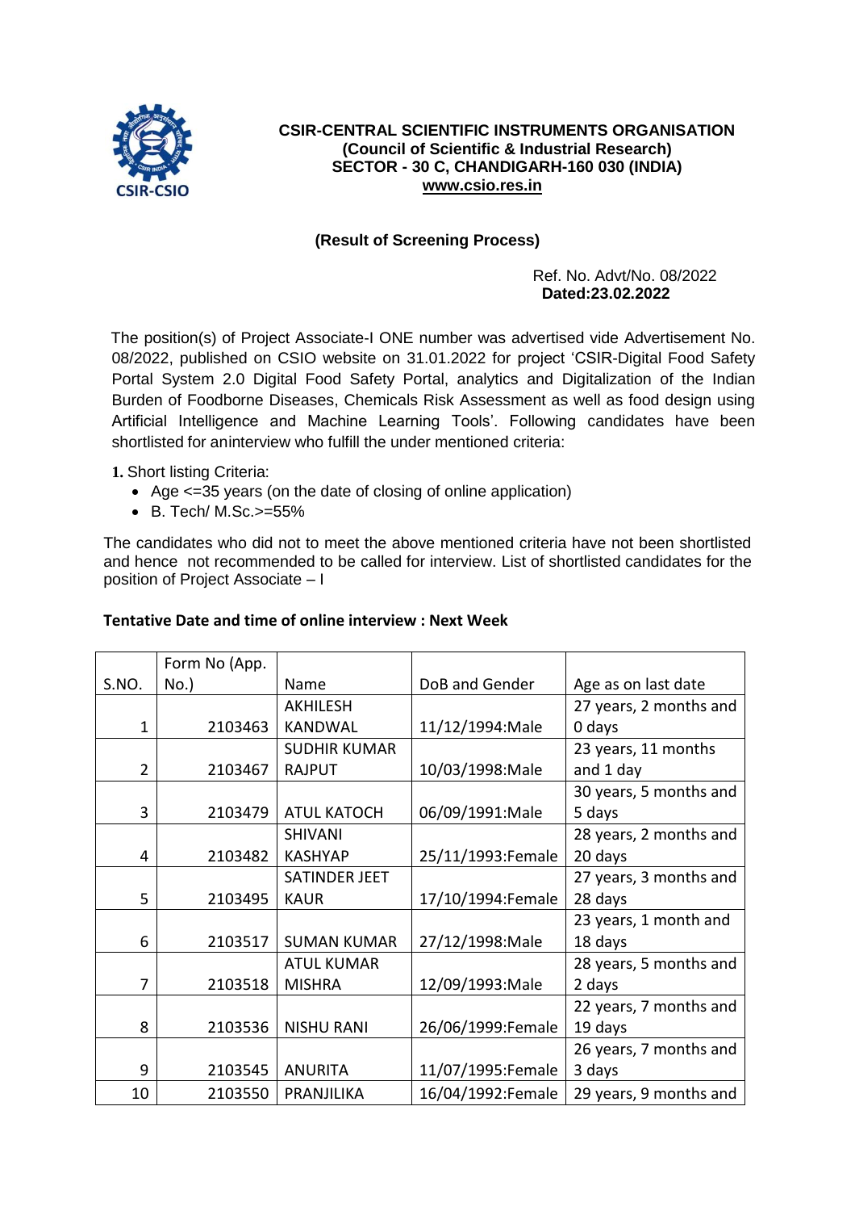**CSIR-CENTRAL SCIENTIFIC INSTRUMENTS ORGANISATION**
**(Council of Scientific & Industrial Research)**
**SECTOR - 30 C, CHANDIGARH-160 030 (INDIA)**
**www.csio.res.in**

**(Result of Screening Process)**

Ref. No. Advt/No. 08/2022
**Dated:23.02.2022**

The position(s) of Project Associate-I ONE number was advertised vide Advertisement No. 08/2022, published on CSIO website on 31.01.2022 for project 'CSIR-Digital Food Safety Portal System 2.0 Digital Food Safety Portal, analytics and Digitalization of the Indian Burden of Foodborne Diseases, Chemicals Risk Assessment as well as food design using Artificial Intelligence and Machine Learning Tools'. Following candidates have been shortlisted for aninterview who fulfill the under mentioned criteria:

**1.** Short listing Criteria:

- Age <=35 years (on the date of closing of online application)
- B. Tech/ M.Sc.>=55%

The candidates who did not to meet the above mentioned criteria have not been shortlisted and hence not recommended to be called for interview. List of shortlisted candidates for the position of Project Associate – I

**Tentative Date and time of online interview : Next Week**

| S.NO. | Form No (App. No.) | Name | DoB and Gender | Age as on last date |
|---|---|---|---|---|
| 1 | 2103463 | AKHILESH KANDWAL | 11/12/1994:Male | 27 years, 2 months and 0 days |
| 2 | 2103467 | SUDHIR KUMAR RAJPUT | 10/03/1998:Male | 23 years, 11 months and 1 day |
| 3 | 2103479 | ATUL KATOCH | 06/09/1991:Male | 30 years, 5 months and 5 days |
| 4 | 2103482 | SHIVANI KASHYAP | 25/11/1993:Female | 28 years, 2 months and 20 days |
| 5 | 2103495 | SATINDER JEET KAUR | 17/10/1994:Female | 27 years, 3 months and 28 days |
| 6 | 2103517 | SUMAN KUMAR | 27/12/1998:Male | 23 years, 1 month and 18 days |
| 7 | 2103518 | ATUL KUMAR MISHRA | 12/09/1993:Male | 28 years, 5 months and 2 days |
| 8 | 2103536 | NISHU RANI | 26/06/1999:Female | 22 years, 7 months and 19 days |
| 9 | 2103545 | ANURITA | 11/07/1995:Female | 26 years, 7 months and 3 days |
| 10 | 2103550 | PRANJILIKA | 16/04/1992:Female | 29 years, 9 months and |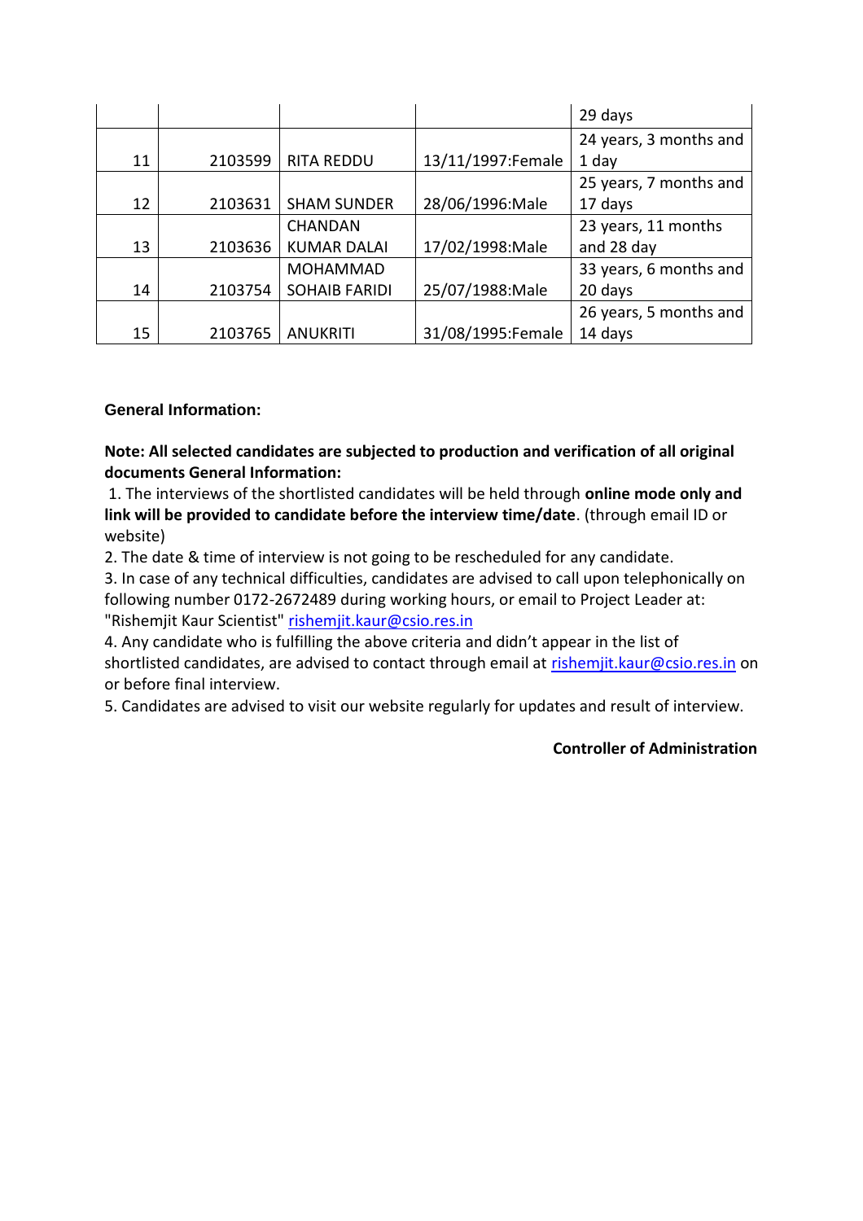| | | | | |
|---|---|---|---|---|
| | | | | 29 days |
| 11 | 2103599 | RITA REDDU | 13/11/1997:Female | 24 years, 3 months and 1 day |
| 12 | 2103631 | SHAM SUNDER | 28/06/1996:Male | 25 years, 7 months and 17 days |
| 13 | 2103636 | CHANDAN KUMAR DALAI | 17/02/1998:Male | 23 years, 11 months and 28 day |
| 14 | 2103754 | MOHAMMAD SOHAIB FARIDI | 25/07/1988:Male | 33 years, 6 months and 20 days |
| 15 | 2103765 | ANUKRITI | 31/08/1995:Female | 26 years, 5 months and 14 days |

**General Information:**

**Note: All selected candidates are subjected to production and verification of all original documents General Information:**

1. The interviews of the shortlisted candidates will be held through **online mode only and link will be provided to candidate before the interview time/date**. (through email ID or website)
2. The date & time of interview is not going to be rescheduled for any candidate.
3. In case of any technical difficulties, candidates are advised to call upon telephonically on following number 0172-2672489 during working hours, or email to Project Leader at: "Rishemjit Kaur Scientist" rishemjit.kaur@csio.res.in
4. Any candidate who is fulfilling the above criteria and didn't appear in the list of shortlisted candidates, are advised to contact through email at rishemjit.kaur@csio.res.in on or before final interview.
5. Candidates are advised to visit our website regularly for updates and result of interview.

**Controller of Administration**